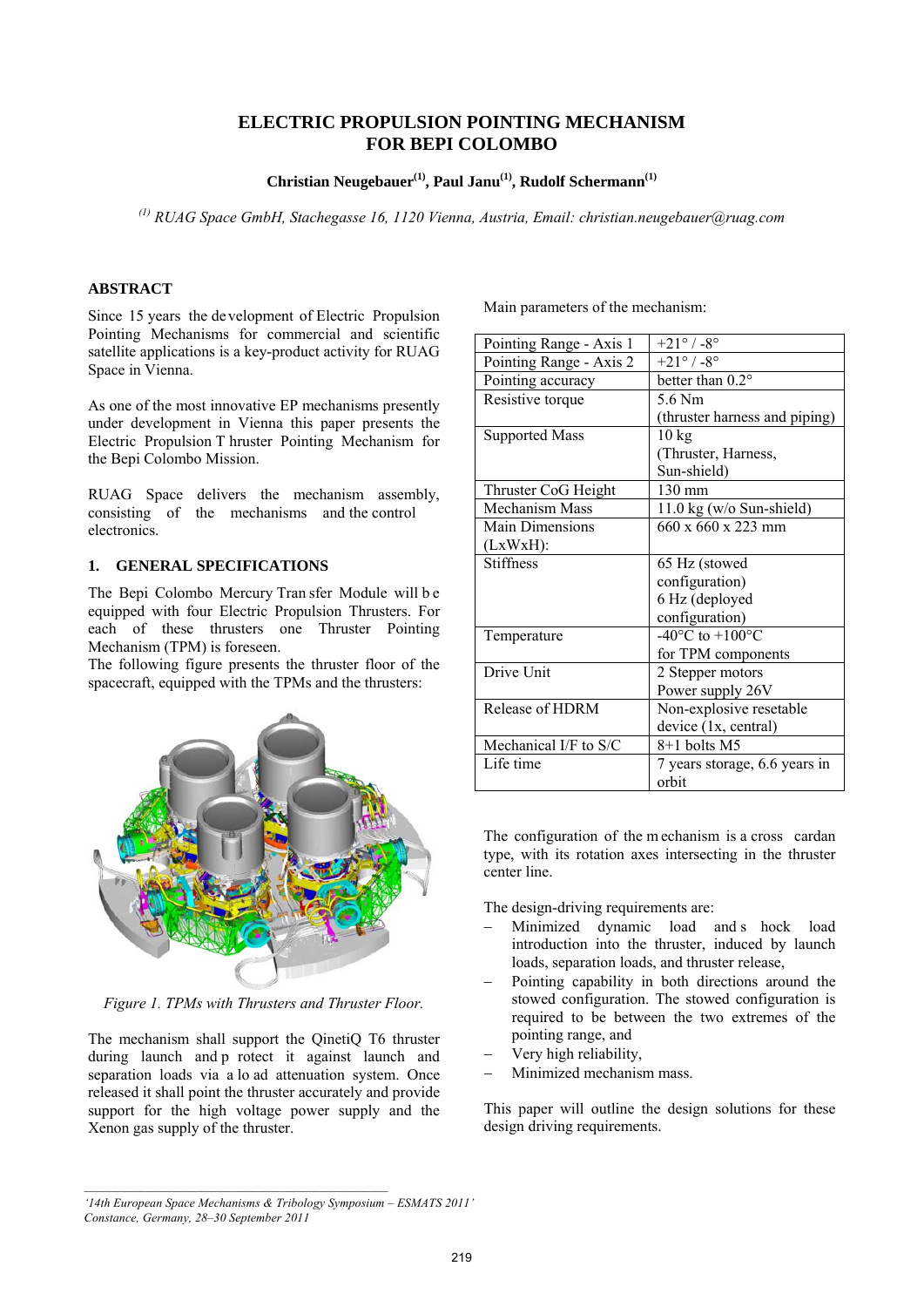# ELECTRIC PROPULSION POINTING MECHANISM FOR BEPI COLOMBO

**Christian Neugebauer[1], Paul Janu[1], Rudolf Schermann[1]**

*[1] RUAG Space GmbH, Stachegasse 16, 1120 Vienna, Austria, Email: christian.neugebauer@ruag.com*

## ABSTRACT

Since 15 years the development of Electric Propulsion Pointing Mechanisms for commercial and scientific satellite applications is a key-product activity for RUAG Space in Vienna.

As one of the most innovative EP mechanisms presently under development in Vienna this paper presents the Electric Propulsion Thruster Pointing Mechanism for the Bepi Colombo Mission.

RUAG Space delivers the mechanism assembly, consisting of the mechanisms and the control electronics.

## 1. GENERAL SPECIFICATIONS

The Bepi Colombo Mercury Transfer Module will be equipped with four Electric Propulsion Thrusters. For each of these thrusters one Thruster Pointing Mechanism (TPM) is foreseen.

The following figure presents the thruster floor of the spacecraft, equipped with the TPMs and the thrusters:

*Figure 1. TPMs with Thrusters and Thruster Floor.*

The mechanism shall support the QinetiQ T6 thruster during launch and protect it against launch and separation loads via a load attenuation system. Once released it shall point the thruster accurately and provide support for the high voltage power supply and the Xenon gas supply of the thruster.

Main parameters of the mechanism:

| | |
|---|---|
| Pointing Range - Axis 1 | +21° / -8° |
| Pointing Range - Axis 2 | +21° / -8° |
| Pointing accuracy | better than 0.2° |
| Resistive torque | 5.6 Nm (thruster harness and piping) |
| Supported Mass | 10 kg (Thruster, Harness, Sun-shield) |
| Thruster CoG Height | 130 mm |
| Mechanism Mass | 11.0 kg (w/o Sun-shield) |
| Main Dimensions (LxWxH): | 660 x 660 x 223 mm |
| Stiffness | 65 Hz (stowed configuration) 6 Hz (deployed configuration) |
| Temperature | -40°C to +100°C for TPM components |
| Drive Unit | 2 Stepper motors Power supply 26V |
| Release of HDRM | Non-explosive resetable device (1x, central) |
| Mechanical I/F to S/C | 8+1 bolts M5 |
| Life time | 7 years storage, 6.6 years in orbit |

The configuration of the mechanism is a cross cardan type, with its rotation axes intersecting in the thruster center line.

The design-driving requirements are:

- Minimized dynamic load and shock load introduction into the thruster, induced by launch loads, separation loads, and thruster release,
- Pointing capability in both directions around the stowed configuration. The stowed configuration is required to be between the two extremes of the pointing range, and
- Very high reliability,
- Minimized mechanism mass.

This paper will outline the design solutions for these design driving requirements.

*'14th European Space Mechanisms & Tribology Symposium – ESMATS 2011' Constance, Germany, 28–30 September 2011*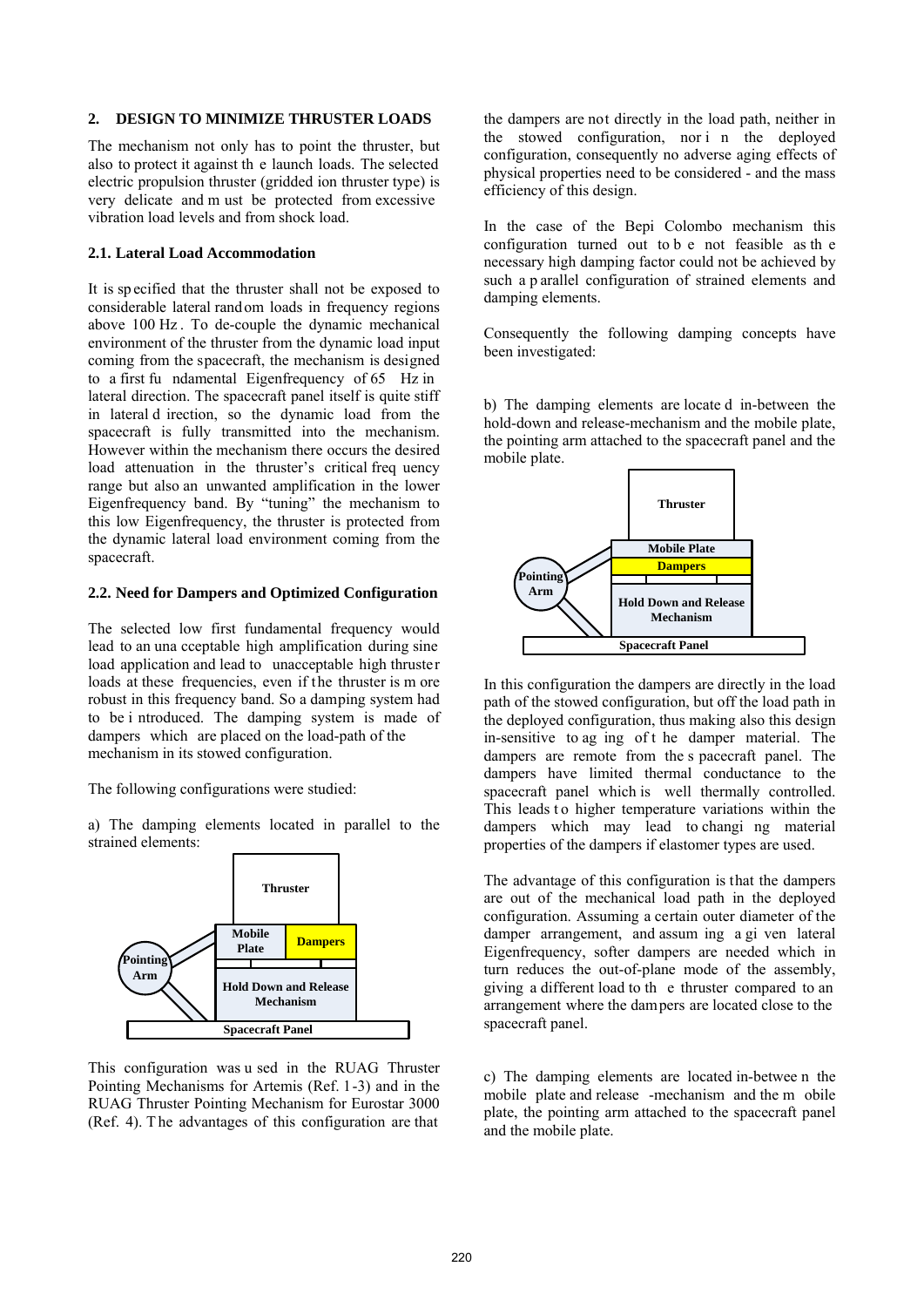## 2. DESIGN TO MINIMIZE THRUSTER LOADS

The mechanism not only has to point the thruster, but also to protect it against the launch loads. The selected electric propulsion thruster (gridded ion thruster type) is very delicate and must be protected from excessive vibration load levels and from shock load.

### 2.1. Lateral Load Accommodation

It is specified that the thruster shall not be exposed to considerable lateral random loads in frequency regions above 100 Hz. To de-couple the dynamic mechanical environment of the thruster from the dynamic load input coming from the spacecraft, the mechanism is designed to a first fundamental Eigenfrequency of 65 Hz in lateral direction. The spacecraft panel itself is quite stiff in lateral direction, so the dynamic load from the spacecraft is fully transmitted into the mechanism. However within the mechanism there occurs the desired load attenuation in the thruster's critical frequency range but also an unwanted amplification in the lower Eigenfrequency band. By "tuning" the mechanism to this low Eigenfrequency, the thruster is protected from the dynamic lateral load environment coming from the spacecraft.

### 2.2. Need for Dampers and Optimized Configuration

The selected low first fundamental frequency would lead to an unacceptable high amplification during sine load application and lead to unacceptable high thruster loads at these frequencies, even if the thruster is more robust in this frequency band. So a damping system had to be introduced. The damping system is made of dampers which are placed on the load-path of the mechanism in its stowed configuration.

The following configurations were studied:

a) The damping elements located in parallel to the strained elements:

Thruster
Mobile Plate | Dampers
Pointing Arm
Hold Down and Release Mechanism
Spacecraft Panel

This configuration was used in the RUAG Thruster Pointing Mechanisms for Artemis (Ref. 1-3) and in the RUAG Thruster Pointing Mechanism for Eurostar 3000 (Ref. 4). The advantages of this configuration are that the dampers are not directly in the load path, neither in the stowed configuration, nor in the deployed configuration, consequently no adverse aging effects of physical properties need to be considered - and the mass efficiency of this design.

In the case of the Bepi Colombo mechanism this configuration turned out to be not feasible as the necessary high damping factor could not be achieved by such a parallel configuration of strained elements and damping elements.

Consequently the following damping concepts have been investigated:

b) The damping elements are located in-between the hold-down and release-mechanism and the mobile plate, the pointing arm attached to the spacecraft panel and the mobile plate.

Thruster
Mobile Plate
Dampers
Pointing Arm
Hold Down and Release Mechanism
Spacecraft Panel

In this configuration the dampers are directly in the load path of the stowed configuration, but off the load path in the deployed configuration, thus making also this design in-sensitive to aging of the damper material. The dampers are remote from the spacecraft panel. The dampers have limited thermal conductance to the spacecraft panel which is well thermally controlled. This leads to higher temperature variations within the dampers which may lead to changing material properties of the dampers if elastomer types are used.

The advantage of this configuration is that the dampers are out of the mechanical load path in the deployed configuration. Assuming a certain outer diameter of the damper arrangement, and assuming a given lateral Eigenfrequency, softer dampers are needed which in turn reduces the out-of-plane mode of the assembly, giving a different load to the thruster compared to an arrangement where the dampers are located close to the spacecraft panel.

c) The damping elements are located in-between the mobile plate and release -mechanism and the mobile plate, the pointing arm attached to the spacecraft panel and the mobile plate.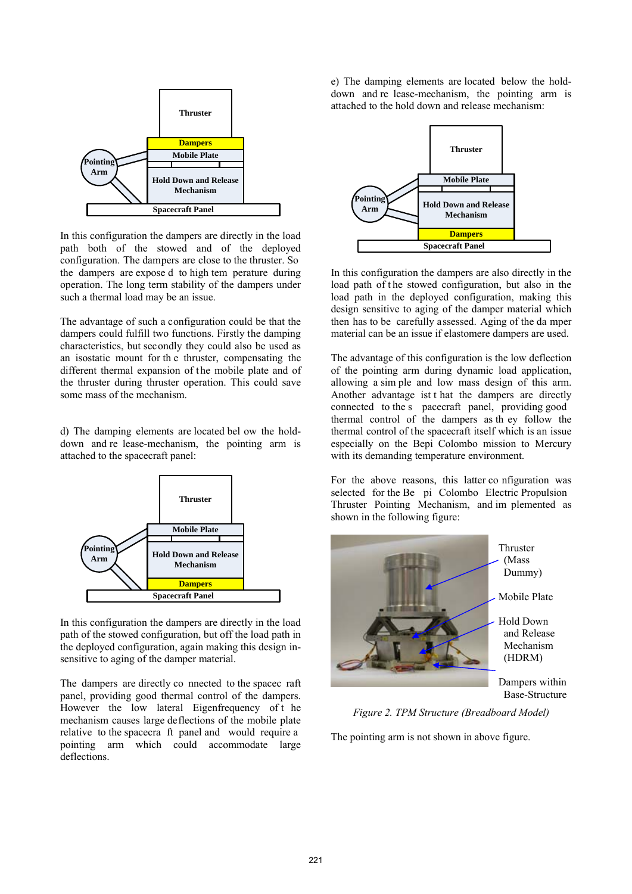In this configuration the dampers are directly in the load path both of the stowed and of the deployed configuration. The dampers are close to the thruster. So the dampers are exposed to high temperature during operation. The long term stability of the dampers under such a thermal load may be an issue.

The advantage of such a configuration could be that the dampers could fulfill two functions. Firstly the damping characteristics, but secondly they could also be used as an isostatic mount for the thruster, compensating the different thermal expansion of the mobile plate and of the thruster during thruster operation. This could save some mass of the mechanism.

d) The damping elements are located below the hold-down and release-mechanism, the pointing arm is attached to the spacecraft panel:

In this configuration the dampers are directly in the load path of the stowed configuration, but off the load path in the deployed configuration, again making this design in-sensitive to aging of the damper material.

The dampers are directly connected to the spacecraft panel, providing good thermal control of the dampers. However the low lateral Eigenfrequency of the mechanism causes large deflections of the mobile plate relative to the spacecraft panel and would require a pointing arm which could accommodate large deflections.

e) The damping elements are located below the hold-down and release-mechanism, the pointing arm is attached to the hold down and release mechanism:

In this configuration the dampers are also directly in the load path of the stowed configuration, but also in the load path in the deployed configuration, making this design sensitive to aging of the damper material which then has to be carefully assessed. Aging of the damper material can be an issue if elastomere dampers are used.

The advantage of this configuration is the low deflection of the pointing arm during dynamic load application, allowing a simple and low mass design of this arm. Another advantage is that the dampers are directly connected to the spacecraft panel, providing good thermal control of the dampers as they follow the thermal control of the spacecraft itself which is an issue especially on the Bepi Colombo mission to Mercury with its demanding temperature environment.

For the above reasons, this latter configuration was selected for the Bepi Colombo Electric Propulsion Thruster Pointing Mechanism, and implemented as shown in the following figure:

*Figure 2. TPM Structure (Breadboard Model)*

The pointing arm is not shown in above figure.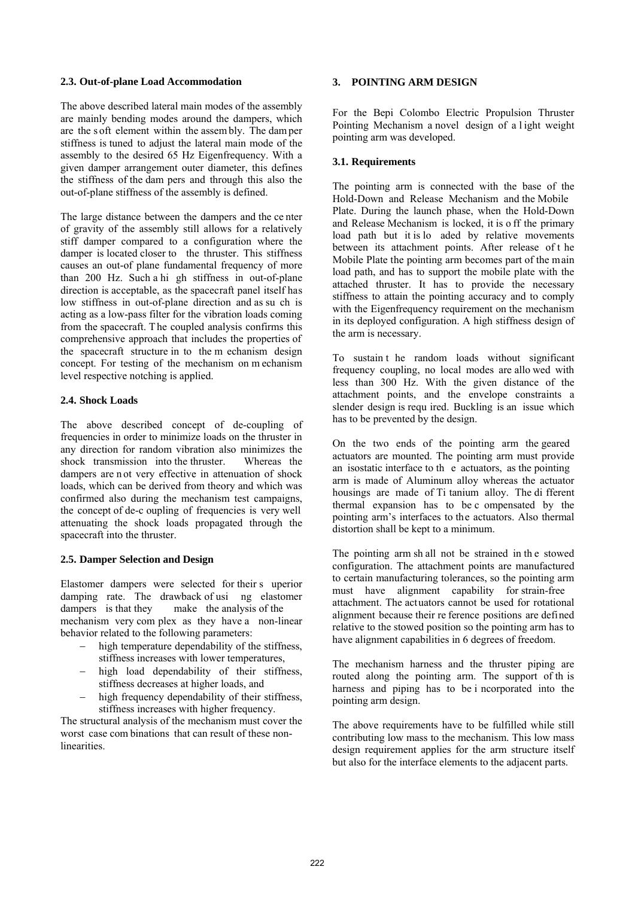### 2.3. Out-of-plane Load Accommodation

The above described lateral main modes of the assembly are mainly bending modes around the dampers, which are the soft element within the assembly. The damper stiffness is tuned to adjust the lateral main mode of the assembly to the desired 65 Hz Eigenfrequency. With a given damper arrangement outer diameter, this defines the stiffness of the dampers and through this also the out-of-plane stiffness of the assembly is defined.

The large distance between the dampers and the center of gravity of the assembly still allows for a relatively stiff damper compared to a configuration where the damper is located closer to the thruster. This stiffness causes an out-of plane fundamental frequency of more than 200 Hz. Such a high stiffness in out-of-plane direction is acceptable, as the spacecraft panel itself has low stiffness in out-of-plane direction and as such is acting as a low-pass filter for the vibration loads coming from the spacecraft. The coupled analysis confirms this comprehensive approach that includes the properties of the spacecraft structure in to the mechanism design concept. For testing of the mechanism on mechanism level respective notching is applied.

### 2.4. Shock Loads

The above described concept of de-coupling of frequencies in order to minimize loads on the thruster in any direction for random vibration also minimizes the shock transmission into the thruster. Whereas the dampers are not very effective in attenuation of shock loads, which can be derived from theory and which was confirmed also during the mechanism test campaigns, the concept of de-coupling of frequencies is very well attenuating the shock loads propagated through the spacecraft into the thruster.

### 2.5. Damper Selection and Design

Elastomer dampers were selected for their superior damping rate. The drawback of using elastomer dampers is that they make the analysis of the mechanism very complex as they have a non-linear behavior related to the following parameters:

- high temperature dependability of the stiffness, stiffness increases with lower temperatures,
- high load dependability of their stiffness, stiffness decreases at higher loads, and
- high frequency dependability of their stiffness, stiffness increases with higher frequency.

The structural analysis of the mechanism must cover the worst case combinations that can result of these non-linearities.

## 3. POINTING ARM DESIGN

For the Bepi Colombo Electric Propulsion Thruster Pointing Mechanism a novel design of a light weight pointing arm was developed.

### 3.1. Requirements

The pointing arm is connected with the base of the Hold-Down and Release Mechanism and the Mobile Plate. During the launch phase, when the Hold-Down and Release Mechanism is locked, it is off the primary load path but it is loaded by relative movements between its attachment points. After release of the Mobile Plate the pointing arm becomes part of the main load path, and has to support the mobile plate with the attached thruster. It has to provide the necessary stiffness to attain the pointing accuracy and to comply with the Eigenfrequency requirement on the mechanism in its deployed configuration. A high stiffness design of the arm is necessary.

To sustain the random loads without significant frequency coupling, no local modes are allowed with less than 300 Hz. With the given distance of the attachment points, and the envelope constraints a slender design is required. Buckling is an issue which has to be prevented by the design.

On the two ends of the pointing arm the geared actuators are mounted. The pointing arm must provide an isostatic interface to the actuators, as the pointing arm is made of Aluminum alloy whereas the actuator housings are made of Titanium alloy. The different thermal expansion has to be compensated by the pointing arm's interfaces to the actuators. Also thermal distortion shall be kept to a minimum.

The pointing arm shall not be strained in the stowed configuration. The attachment points are manufactured to certain manufacturing tolerances, so the pointing arm must have alignment capability for strain-free attachment. The actuators cannot be used for rotational alignment because their reference positions are defined relative to the stowed position so the pointing arm has to have alignment capabilities in 6 degrees of freedom.

The mechanism harness and the thruster piping are routed along the pointing arm. The support of this harness and piping has to be incorporated into the pointing arm design.

The above requirements have to be fulfilled while still contributing low mass to the mechanism. This low mass design requirement applies for the arm structure itself but also for the interface elements to the adjacent parts.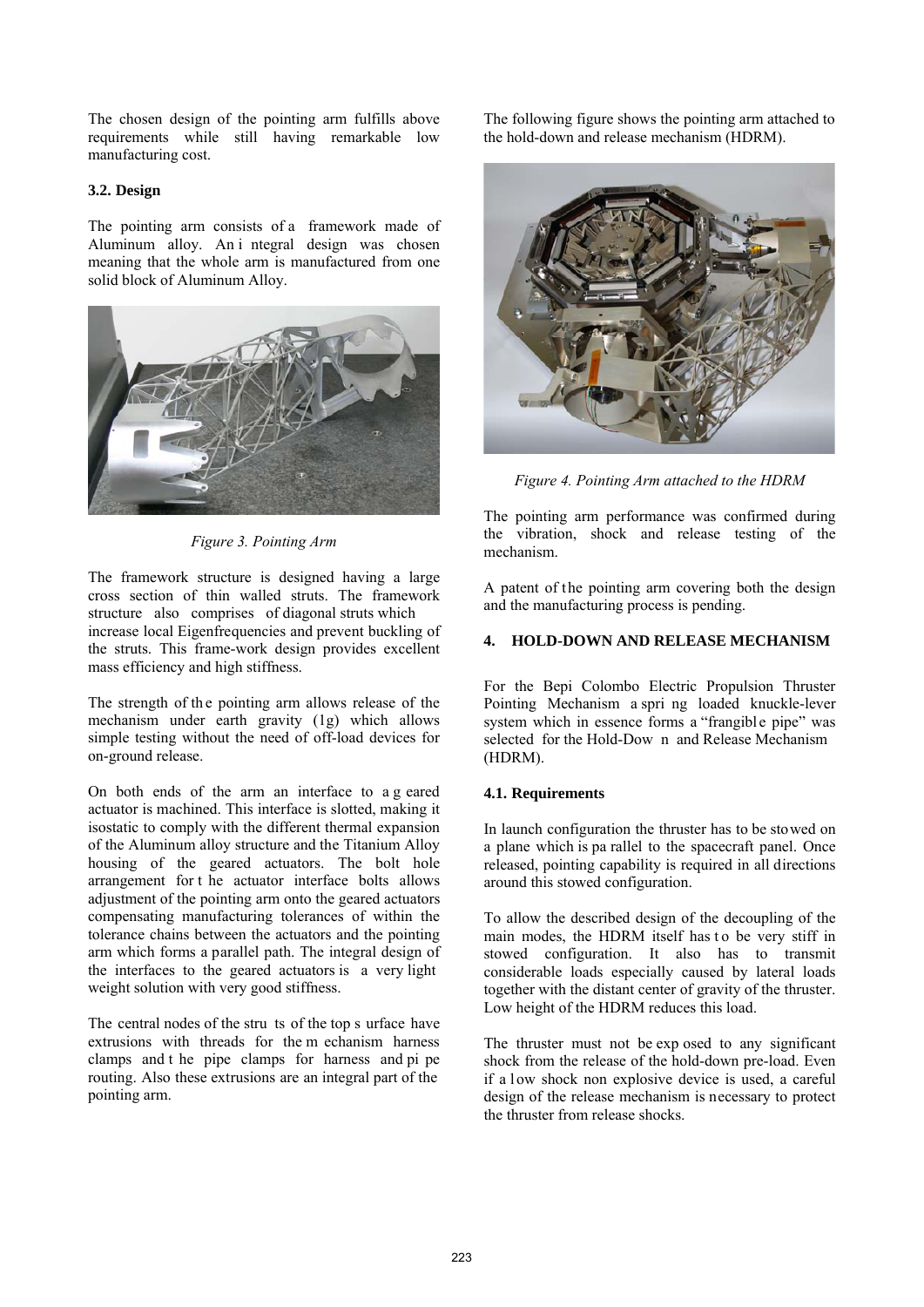The chosen design of the pointing arm fulfills above requirements while still having remarkable low manufacturing cost.

### 3.2. Design

The pointing arm consists of a framework made of Aluminum alloy. An integral design was chosen meaning that the whole arm is manufactured from one solid block of Aluminum Alloy.

*Figure 3. Pointing Arm*

The framework structure is designed having a large cross section of thin walled struts. The framework structure also comprises of diagonal struts which increase local Eigenfrequencies and prevent buckling of the struts. This frame-work design provides excellent mass efficiency and high stiffness.

The strength of the pointing arm allows release of the mechanism under earth gravity (1g) which allows simple testing without the need of off-load devices for on-ground release.

On both ends of the arm an interface to a geared actuator is machined. This interface is slotted, making it isostatic to comply with the different thermal expansion of the Aluminum alloy structure and the Titanium Alloy housing of the geared actuators. The bolt hole arrangement for the actuator interface bolts allows adjustment of the pointing arm onto the geared actuators compensating manufacturing tolerances of within the tolerance chains between the actuators and the pointing arm which forms a parallel path. The integral design of the interfaces to the geared actuators is a very light weight solution with very good stiffness.

The central nodes of the struts of the top surface have extrusions with threads for the mechanism harness clamps and the pipe clamps for harness and pipe routing. Also these extrusions are an integral part of the pointing arm.

The following figure shows the pointing arm attached to the hold-down and release mechanism (HDRM).

*Figure 4. Pointing Arm attached to the HDRM*

The pointing arm performance was confirmed during the vibration, shock and release testing of the mechanism.

A patent of the pointing arm covering both the design and the manufacturing process is pending.

## 4. HOLD-DOWN AND RELEASE MECHANISM

For the Bepi Colombo Electric Propulsion Thruster Pointing Mechanism a spring loaded knuckle-lever system which in essence forms a "frangible pipe" was selected for the Hold-Down and Release Mechanism (HDRM).

### 4.1. Requirements

In launch configuration the thruster has to be stowed on a plane which is parallel to the spacecraft panel. Once released, pointing capability is required in all directions around this stowed configuration.

To allow the described design of the decoupling of the main modes, the HDRM itself has to be very stiff in stowed configuration. It also has to transmit considerable loads especially caused by lateral loads together with the distant center of gravity of the thruster. Low height of the HDRM reduces this load.

The thruster must not be exposed to any significant shock from the release of the hold-down pre-load. Even if a low shock non explosive device is used, a careful design of the release mechanism is necessary to protect the thruster from release shocks.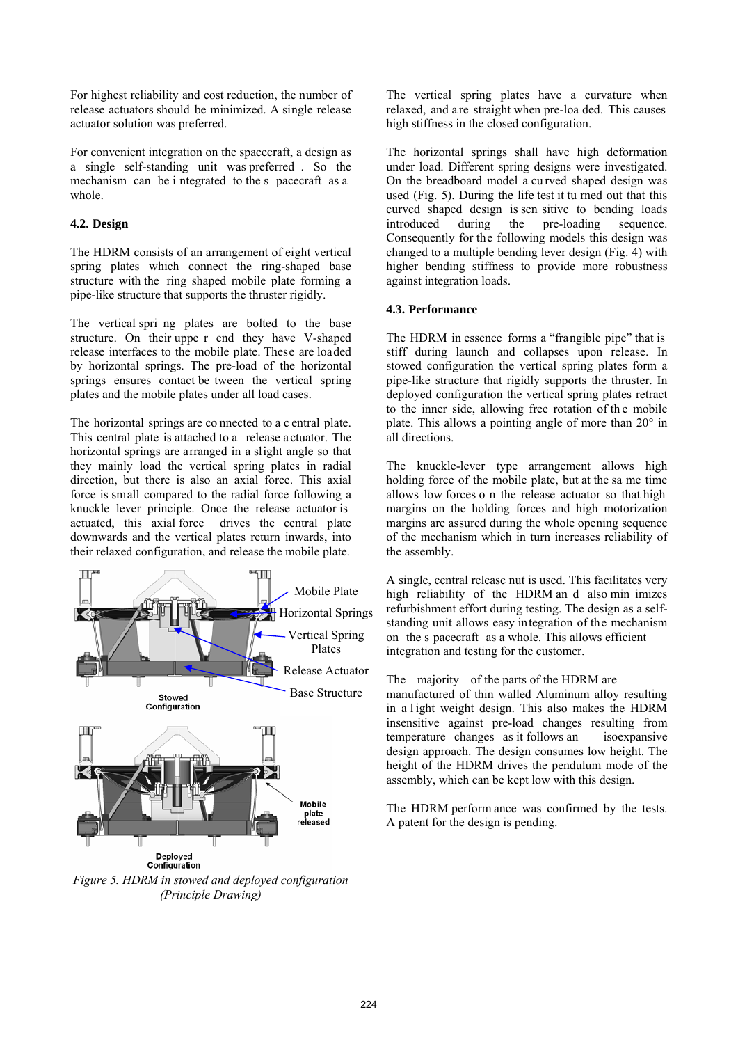For highest reliability and cost reduction, the number of release actuators should be minimized. A single release actuator solution was preferred.

For convenient integration on the spacecraft, a design as a single self-standing unit was preferred. So the mechanism can be integrated to the spacecraft as a whole.

### 4.2. Design

The HDRM consists of an arrangement of eight vertical spring plates which connect the ring-shaped base structure with the ring shaped mobile plate forming a pipe-like structure that supports the thruster rigidly.

The vertical spring plates are bolted to the base structure. On their upper end they have V-shaped release interfaces to the mobile plate. These are loaded by horizontal springs. The pre-load of the horizontal springs ensures contact between the vertical spring plates and the mobile plates under all load cases.

The horizontal springs are connected to a central plate. This central plate is attached to a release actuator. The horizontal springs are arranged in a slight angle so that they mainly load the vertical spring plates in radial direction, but there is also an axial force. This axial force is small compared to the radial force following a knuckle lever principle. Once the release actuator is actuated, this axial force drives the central plate downwards and the vertical plates return inwards, into their relaxed configuration, and release the mobile plate.

*Figure 5. HDRM in stowed and deployed configuration (Principle Drawing)*

The vertical spring plates have a curvature when relaxed, and are straight when pre-loaded. This causes high stiffness in the closed configuration.

The horizontal springs shall have high deformation under load. Different spring designs were investigated. On the breadboard model a curved shaped design was used (Fig. 5). During the life test it turned out that this curved shaped design is sensitive to bending loads introduced during the pre-loading sequence. Consequently for the following models this design was changed to a multiple bending lever design (Fig. 4) with higher bending stiffness to provide more robustness against integration loads.

### 4.3. Performance

The HDRM in essence forms a "frangible pipe" that is stiff during launch and collapses upon release. In stowed configuration the vertical spring plates form a pipe-like structure that rigidly supports the thruster. In deployed configuration the vertical spring plates retract to the inner side, allowing free rotation of the mobile plate. This allows a pointing angle of more than 20° in all directions.

The knuckle-lever type arrangement allows high holding force of the mobile plate, but at the same time allows low forces on the release actuator so that high margins on the holding forces and high motorization margins are assured during the whole opening sequence of the mechanism which in turn increases reliability of the assembly.

A single, central release nut is used. This facilitates very high reliability of the HDRM and also minimizes refurbishment effort during testing. The design as a self-standing unit allows easy integration of the mechanism on the spacecraft as a whole. This allows efficient integration and testing for the customer.

The majority of the parts of the HDRM are manufactured of thin walled Aluminum alloy resulting in a light weight design. This also makes the HDRM insensitive against pre-load changes resulting from temperature changes as it follows an isoexpansive design approach. The design consumes low height. The height of the HDRM drives the pendulum mode of the assembly, which can be kept low with this design.

The HDRM performance was confirmed by the tests. A patent for the design is pending.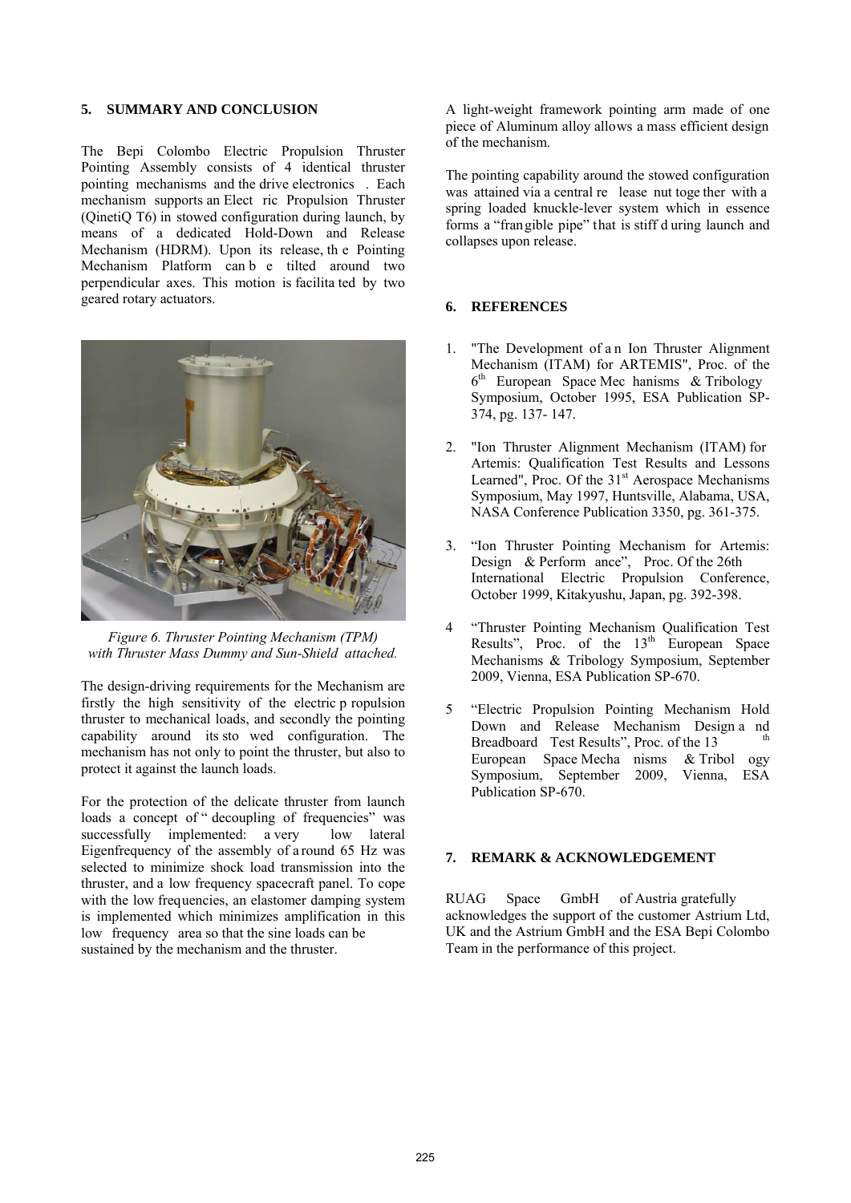## 5. SUMMARY AND CONCLUSION

The Bepi Colombo Electric Propulsion Thruster Pointing Assembly consists of 4 identical thruster pointing mechanisms and the drive electronics. Each mechanism supports an Electric Propulsion Thruster (QinetiQ T6) in stowed configuration during launch, by means of a dedicated Hold-Down and Release Mechanism (HDRM). Upon its release, the Pointing Mechanism Platform can be tilted around two perpendicular axes. This motion is facilitated by two geared rotary actuators.

*Figure 6. Thruster Pointing Mechanism (TPM) with Thruster Mass Dummy and Sun-Shield attached.*

The design-driving requirements for the Mechanism are firstly the high sensitivity of the electric propulsion thruster to mechanical loads, and secondly the pointing capability around its stowed configuration. The mechanism has not only to point the thruster, but also to protect it against the launch loads.

For the protection of the delicate thruster from launch loads a concept of "decoupling of frequencies" was successfully implemented: a very low lateral Eigenfrequency of the assembly of around 65 Hz was selected to minimize shock load transmission into the thruster, and a low frequency spacecraft panel. To cope with the low frequencies, an elastomer damping system is implemented which minimizes amplification in this low frequency area so that the sine loads can be sustained by the mechanism and the thruster.

A light-weight framework pointing arm made of one piece of Aluminum alloy allows a mass efficient design of the mechanism.

The pointing capability around the stowed configuration was attained via a central release nut together with a spring loaded knuckle-lever system which in essence forms a "frangible pipe" that is stiff during launch and collapses upon release.

## 6. REFERENCES

1. "The Development of an Ion Thruster Alignment Mechanism (ITAM) for ARTEMIS", Proc. of the 6th European Space Mechanisms & Tribology Symposium, October 1995, ESA Publication SP-374, pg. 137- 147.

2. "Ion Thruster Alignment Mechanism (ITAM) for Artemis: Qualification Test Results and Lessons Learned", Proc. Of the 31st Aerospace Mechanisms Symposium, May 1997, Huntsville, Alabama, USA, NASA Conference Publication 3350, pg. 361-375.

3. "Ion Thruster Pointing Mechanism for Artemis: Design & Performance", Proc. Of the 26th International Electric Propulsion Conference, October 1999, Kitakyushu, Japan, pg. 392-398.

4. "Thruster Pointing Mechanism Qualification Test Results", Proc. of the 13th European Space Mechanisms & Tribology Symposium, September 2009, Vienna, ESA Publication SP-670.

5. "Electric Propulsion Pointing Mechanism Hold Down and Release Mechanism Design and Breadboard Test Results", Proc. of the 13th European Space Mechanisms & Tribology Symposium, September 2009, Vienna, ESA Publication SP-670.

## 7. REMARK & ACKNOWLEDGEMENT

RUAG Space GmbH of Austria gratefully acknowledges the support of the customer Astrium Ltd, UK and the Astrium GmbH and the ESA Bepi Colombo Team in the performance of this project.